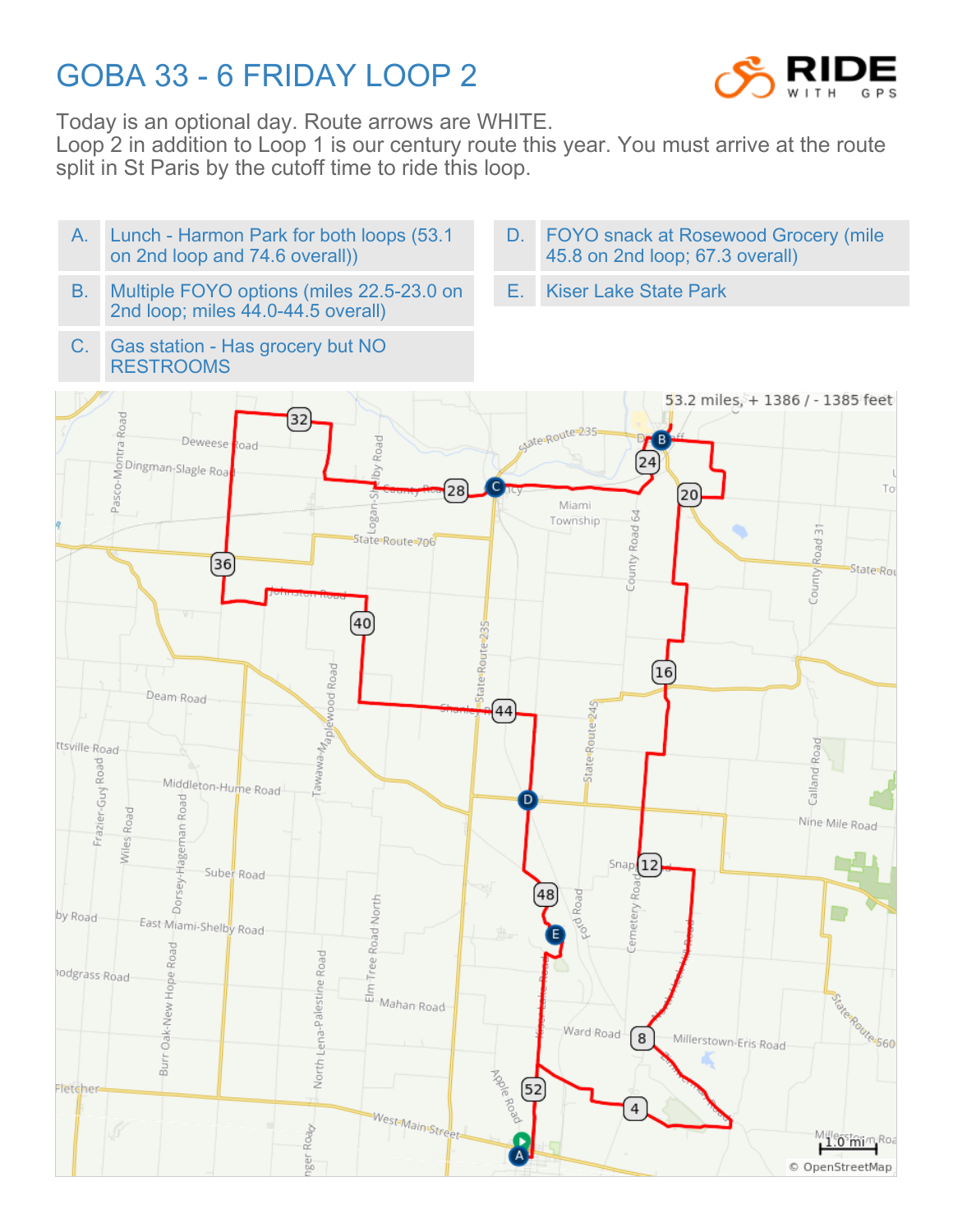# GOBA 33 - 6 FRIDAY LOOP 2

RIDE WITH GPS

Today is an optional day. Route arrows are WHITE.
Loop 2 in addition to Loop 1 is our century route this year. You must arrive at the route split in St Paris by the cutoff time to ride this loop.

| | |
|---|---|
| A. | Lunch - Harmon Park for both loops (53.1 on 2nd loop and 74.6 overall)) |
| B. | Multiple FOYO options (miles 22.5-23.0 on 2nd loop; miles 44.0-44.5 overall) |
| C. | Gas station - Has grocery but NO RESTROOMS |
| D. | FOYO snack at Rosewood Grocery (mile 45.8 on 2nd loop; 67.3 overall) |
| E. | Kiser Lake State Park |

53.2 miles, + 1386 / - 1385 feet

1.0 mi

© OpenStreetMap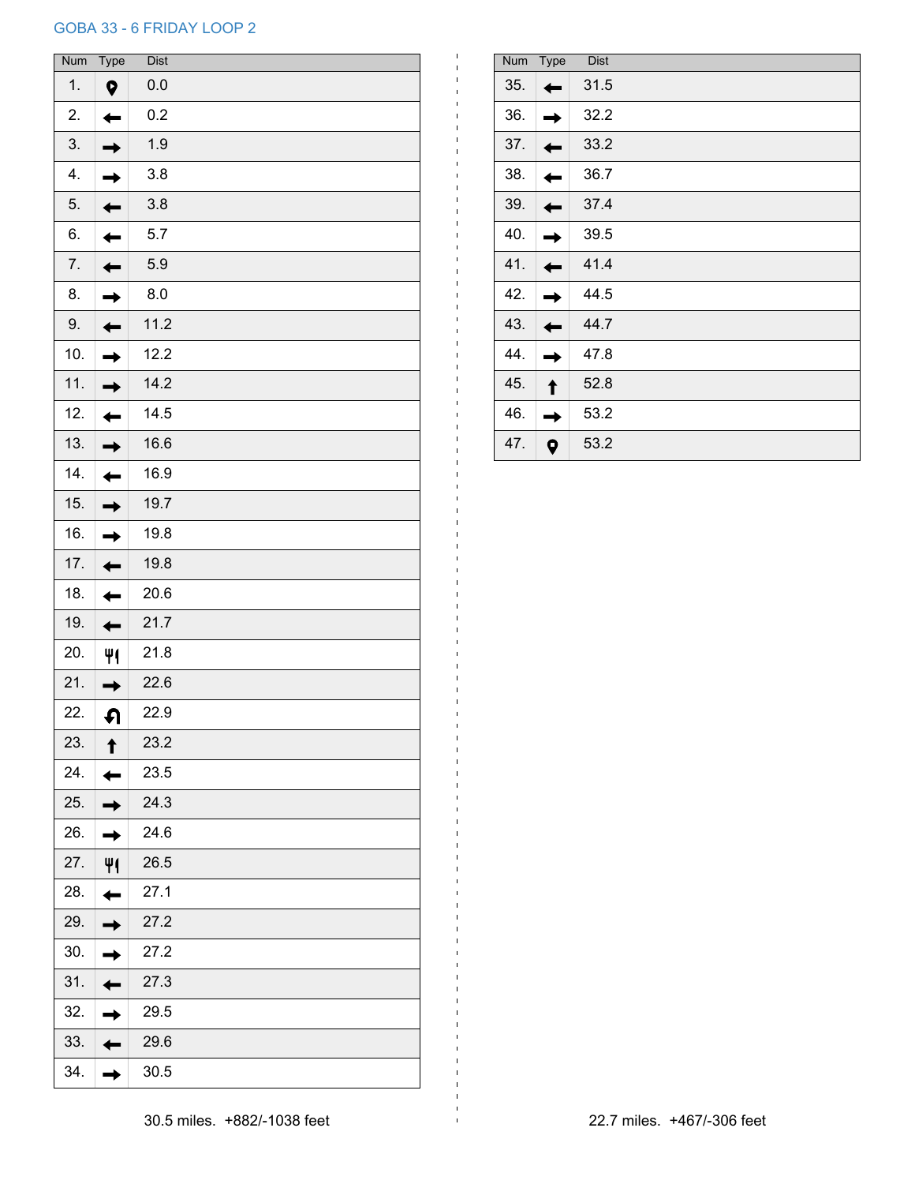GOBA 33 - 6 FRIDAY LOOP 2

| Num | Type | Dist |
|---|---|---|
| 1. | 📍 | 0.0 |
| 2. | ← | 0.2 |
| 3. | → | 1.9 |
| 4. | → | 3.8 |
| 5. | ← | 3.8 |
| 6. | ← | 5.7 |
| 7. | ← | 5.9 |
| 8. | → | 8.0 |
| 9. | ← | 11.2 |
| 10. | → | 12.2 |
| 11. | → | 14.2 |
| 12. | ← | 14.5 |
| 13. | → | 16.6 |
| 14. | ← | 16.9 |
| 15. | → | 19.7 |
| 16. | → | 19.8 |
| 17. | ← | 19.8 |
| 18. | ← | 20.6 |
| 19. | ← | 21.7 |
| 20. | 🍴 | 21.8 |
| 21. | → | 22.6 |
| 22. | ↶ | 22.9 |
| 23. | ↑ | 23.2 |
| 24. | ← | 23.5 |
| 25. | → | 24.3 |
| 26. | → | 24.6 |
| 27. | 🍴 | 26.5 |
| 28. | ← | 27.1 |
| 29. | → | 27.2 |
| 30. | → | 27.2 |
| 31. | ← | 27.3 |
| 32. | → | 29.5 |
| 33. | ← | 29.6 |
| 34. | → | 30.5 |

30.5 miles. +882/-1038 feet

| Num | Type | Dist |
|---|---|---|
| 35. | ← | 31.5 |
| 36. | → | 32.2 |
| 37. | ← | 33.2 |
| 38. | ← | 36.7 |
| 39. | ← | 37.4 |
| 40. | → | 39.5 |
| 41. | ← | 41.4 |
| 42. | → | 44.5 |
| 43. | ← | 44.7 |
| 44. | → | 47.8 |
| 45. | ↑ | 52.8 |
| 46. | → | 53.2 |
| 47. | 📍 | 53.2 |

22.7 miles. +467/-306 feet